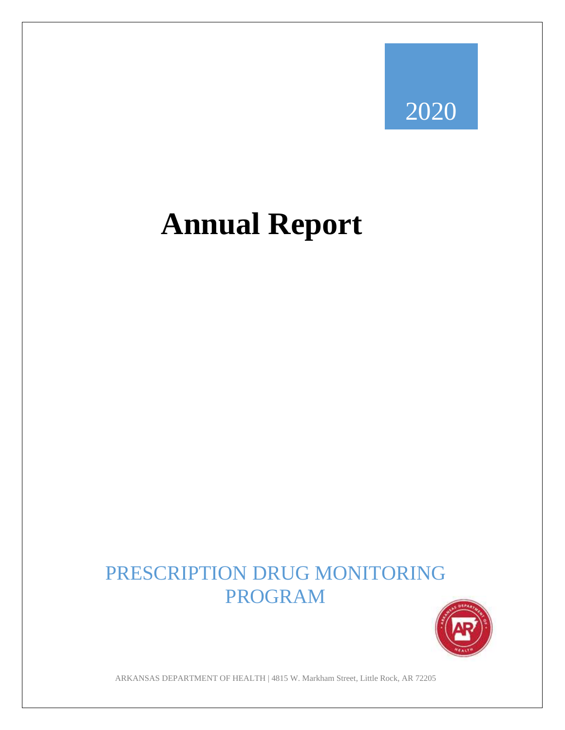2020

# Annual Report

## PRESCRIPTION DRUG MONITORING PROGRAM

ARKANSAS DEPARTMENT OF HEALTH | 4815 W. Markham Street, Little Rock, AR 72205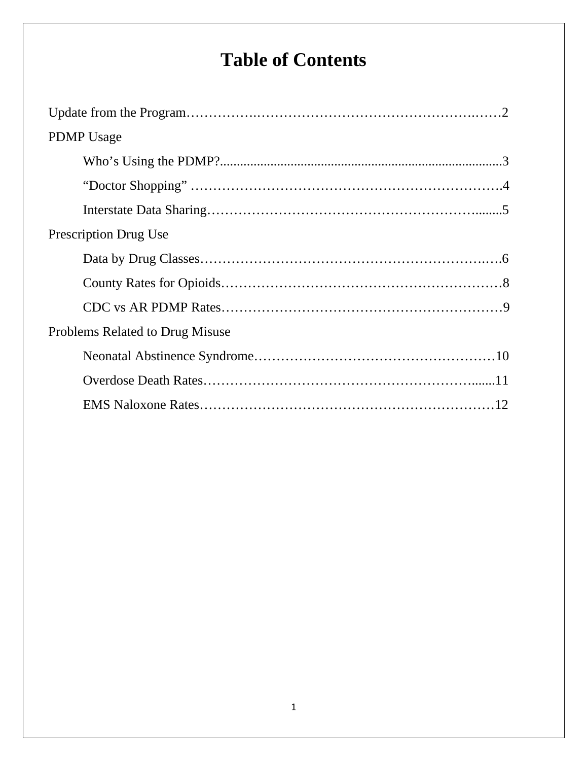# Table of Contents

Update from the Program……………………………………………………………2

PDMP Usage

- Who's Using the PDMP?......................................................................3
- "Doctor Shopping" ……………………………………………………………4
- Interstate Data Sharing……………………………………………………5

Prescription Drug Use

- Data by Drug Classes…………………………………………………………6
- County Rates for Opioids……………………………………………………8
- CDC vs AR PDMP Rates……………………………………………………9

Problems Related to Drug Misuse

- Neonatal Abstinence Syndrome……………………………………………10
- Overdose Death Rates……………………………………………………11
- EMS Naloxone Rates………………………………………………………12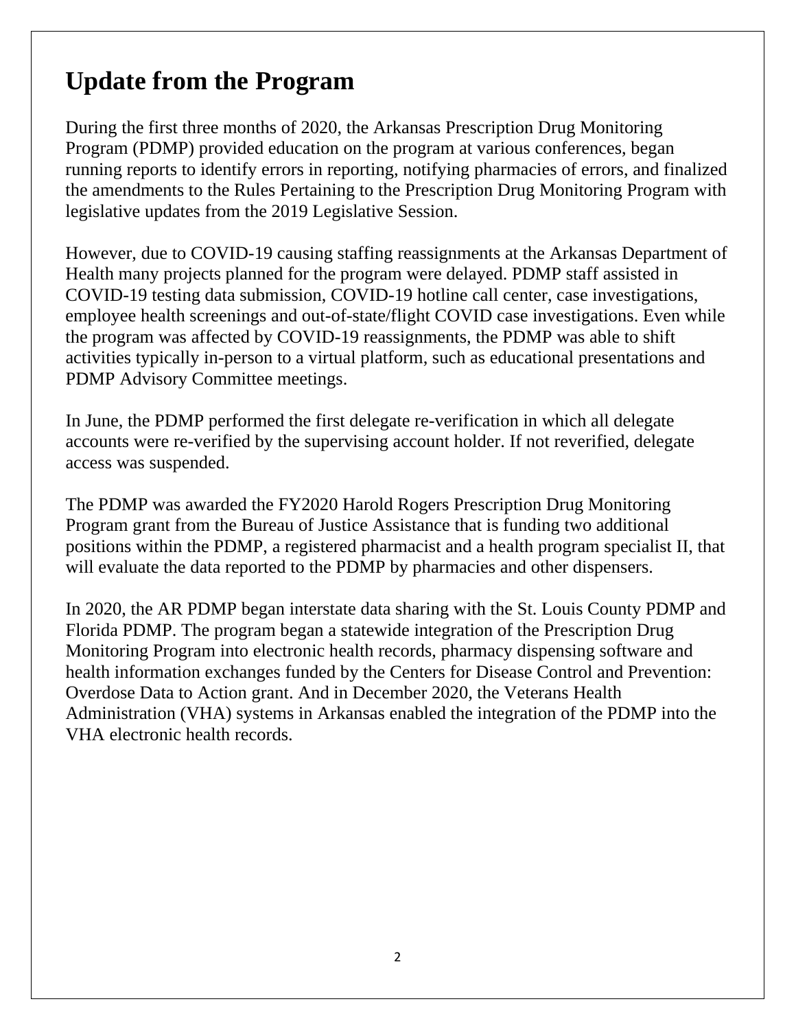# Update from the Program

During the first three months of 2020, the Arkansas Prescription Drug Monitoring Program (PDMP) provided education on the program at various conferences, began running reports to identify errors in reporting, notifying pharmacies of errors, and finalized the amendments to the Rules Pertaining to the Prescription Drug Monitoring Program with legislative updates from the 2019 Legislative Session.

However, due to COVID-19 causing staffing reassignments at the Arkansas Department of Health many projects planned for the program were delayed. PDMP staff assisted in COVID-19 testing data submission, COVID-19 hotline call center, case investigations, employee health screenings and out-of-state/flight COVID case investigations. Even while the program was affected by COVID-19 reassignments, the PDMP was able to shift activities typically in-person to a virtual platform, such as educational presentations and PDMP Advisory Committee meetings.

In June, the PDMP performed the first delegate re-verification in which all delegate accounts were re-verified by the supervising account holder. If not reverified, delegate access was suspended.

The PDMP was awarded the FY2020 Harold Rogers Prescription Drug Monitoring Program grant from the Bureau of Justice Assistance that is funding two additional positions within the PDMP, a registered pharmacist and a health program specialist II, that will evaluate the data reported to the PDMP by pharmacies and other dispensers.

In 2020, the AR PDMP began interstate data sharing with the St. Louis County PDMP and Florida PDMP. The program began a statewide integration of the Prescription Drug Monitoring Program into electronic health records, pharmacy dispensing software and health information exchanges funded by the Centers for Disease Control and Prevention: Overdose Data to Action grant. And in December 2020, the Veterans Health Administration (VHA) systems in Arkansas enabled the integration of the PDMP into the VHA electronic health records.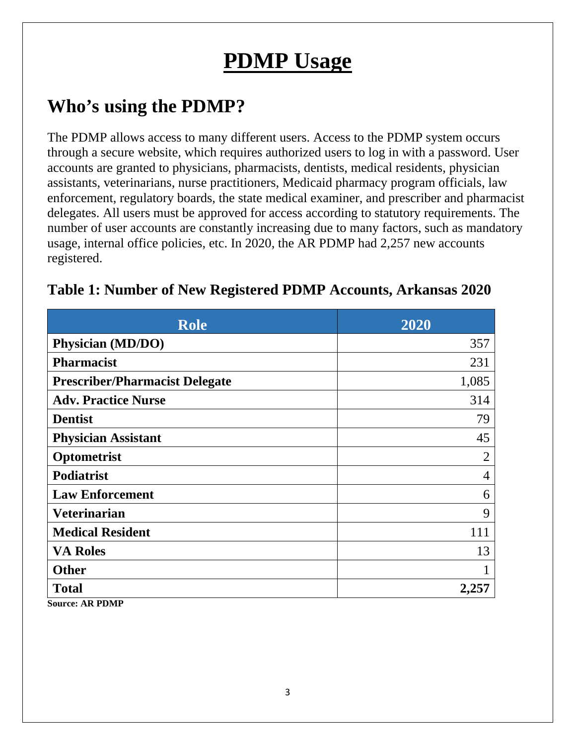# PDMP Usage

## Who's using the PDMP?

The PDMP allows access to many different users. Access to the PDMP system occurs through a secure website, which requires authorized users to log in with a password. User accounts are granted to physicians, pharmacists, dentists, medical residents, physician assistants, veterinarians, nurse practitioners, Medicaid pharmacy program officials, law enforcement, regulatory boards, the state medical examiner, and prescriber and pharmacist delegates. All users must be approved for access according to statutory requirements. The number of user accounts are constantly increasing due to many factors, such as mandatory usage, internal office policies, etc. In 2020, the AR PDMP had 2,257 new accounts registered.

### Table 1: Number of New Registered PDMP Accounts, Arkansas 2020

| Role | 2020 |
|---|---:|
| **Physician (MD/DO)** | 357 |
| **Pharmacist** | 231 |
| **Prescriber/Pharmacist Delegate** | 1,085 |
| **Adv. Practice Nurse** | 314 |
| **Dentist** | 79 |
| **Physician Assistant** | 45 |
| **Optometrist** | 2 |
| **Podiatrist** | 4 |
| **Law Enforcement** | 6 |
| **Veterinarian** | 9 |
| **Medical Resident** | 111 |
| **VA Roles** | 13 |
| **Other** | 1 |
| **Total** | **2,257** |

**Source: AR PDMP**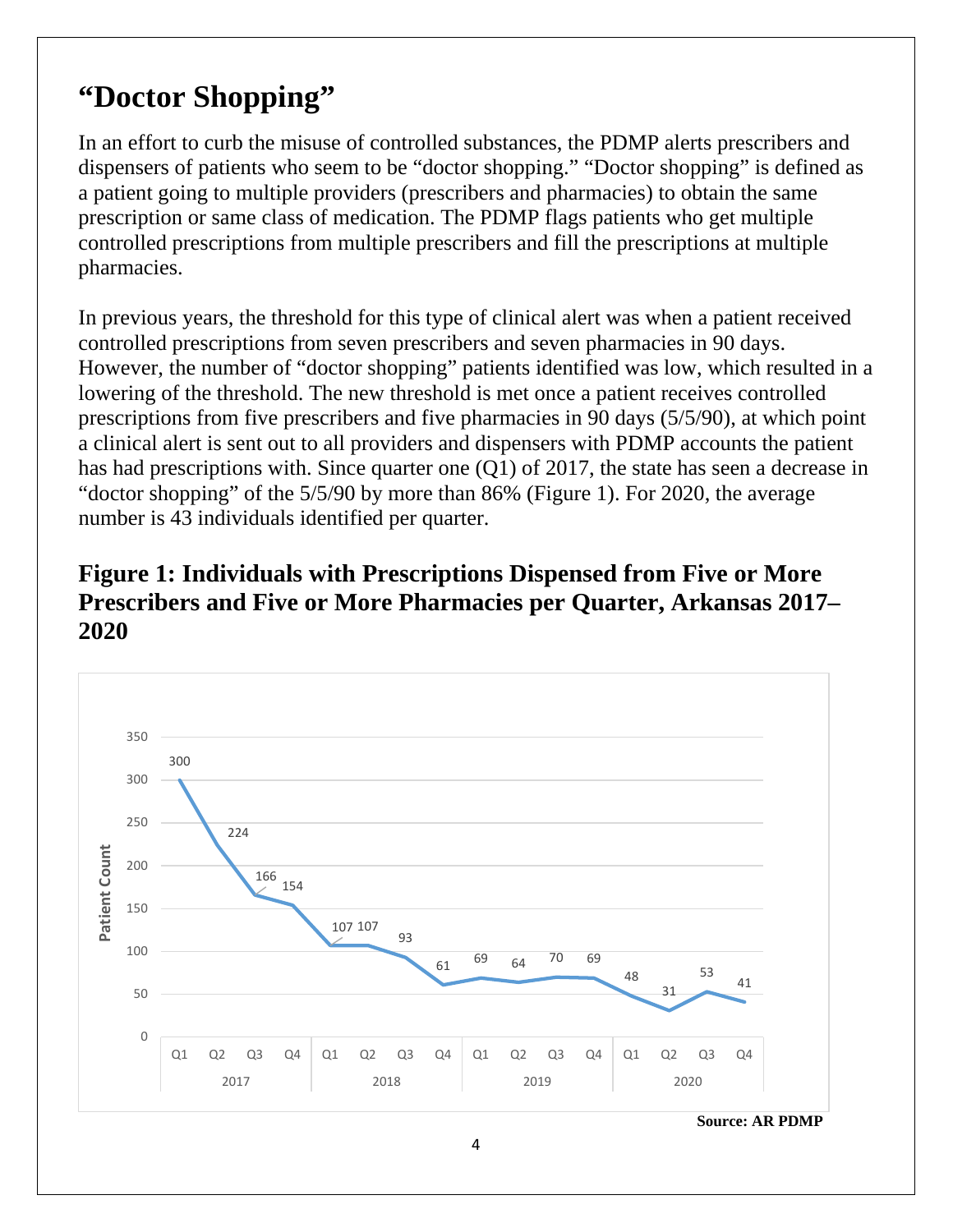# "Doctor Shopping"

In an effort to curb the misuse of controlled substances, the PDMP alerts prescribers and dispensers of patients who seem to be "doctor shopping." "Doctor shopping" is defined as a patient going to multiple providers (prescribers and pharmacies) to obtain the same prescription or same class of medication. The PDMP flags patients who get multiple controlled prescriptions from multiple prescribers and fill the prescriptions at multiple pharmacies.

In previous years, the threshold for this type of clinical alert was when a patient received controlled prescriptions from seven prescribers and seven pharmacies in 90 days. However, the number of "doctor shopping" patients identified was low, which resulted in a lowering of the threshold. The new threshold is met once a patient receives controlled prescriptions from five prescribers and five pharmacies in 90 days (5/5/90), at which point a clinical alert is sent out to all providers and dispensers with PDMP accounts the patient has had prescriptions with. Since quarter one (Q1) of 2017, the state has seen a decrease in "doctor shopping" of the 5/5/90 by more than 86% (Figure 1). For 2020, the average number is 43 individuals identified per quarter.

## Figure 1: Individuals with Prescriptions Dispensed from Five or More Prescribers and Five or More Pharmacies per Quarter, Arkansas 2017–2020

| Year | Quarter | Patient Count |
|---|---|---|
| 2017 | Q1 | 300 |
| 2017 | Q2 | 224 |
| 2017 | Q3 | 166 |
| 2017 | Q4 | 154 |
| 2018 | Q1 | 107 |
| 2018 | Q2 | 107 |
| 2018 | Q3 | 93 |
| 2018 | Q4 | 61 |
| 2019 | Q1 | 69 |
| 2019 | Q2 | 64 |
| 2019 | Q3 | 70 |
| 2019 | Q4 | 69 |
| 2020 | Q1 | 48 |
| 2020 | Q2 | 31 |
| 2020 | Q3 | 53 |
| 2020 | Q4 | 41 |

**Source: AR PDMP**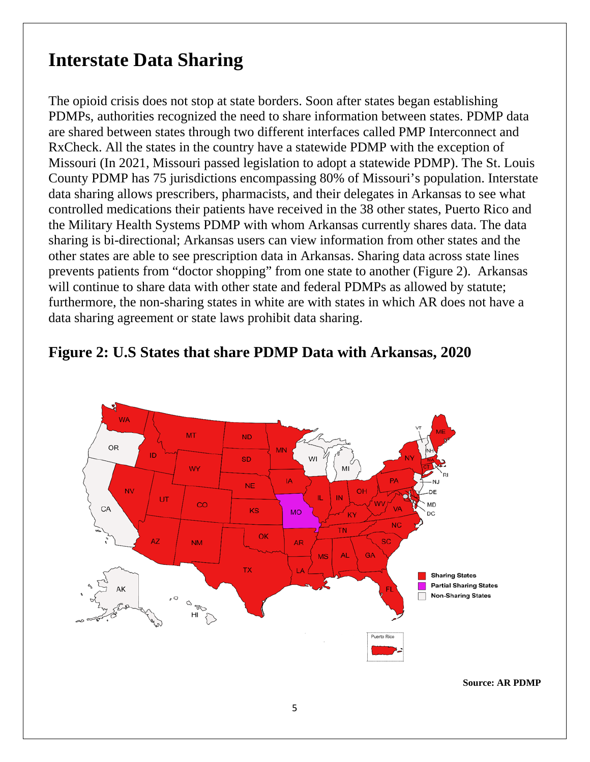# Interstate Data Sharing

The opioid crisis does not stop at state borders. Soon after states began establishing PDMPs, authorities recognized the need to share information between states. PDMP data are shared between states through two different interfaces called PMP Interconnect and RxCheck. All the states in the country have a statewide PDMP with the exception of Missouri (In 2021, Missouri passed legislation to adopt a statewide PDMP). The St. Louis County PDMP has 75 jurisdictions encompassing 80% of Missouri's population. Interstate data sharing allows prescribers, pharmacists, and their delegates in Arkansas to see what controlled medications their patients have received in the 38 other states, Puerto Rico and the Military Health Systems PDMP with whom Arkansas currently shares data. The data sharing is bi-directional; Arkansas users can view information from other states and the other states are able to see prescription data in Arkansas. Sharing data across state lines prevents patients from "doctor shopping" from one state to another (Figure 2). Arkansas will continue to share data with other state and federal PDMPs as allowed by statute; furthermore, the non-sharing states in white are with states in which AR does not have a data sharing agreement or state laws prohibit data sharing.

## Figure 2: U.S States that share PDMP Data with Arkansas, 2020

Source: AR PDMP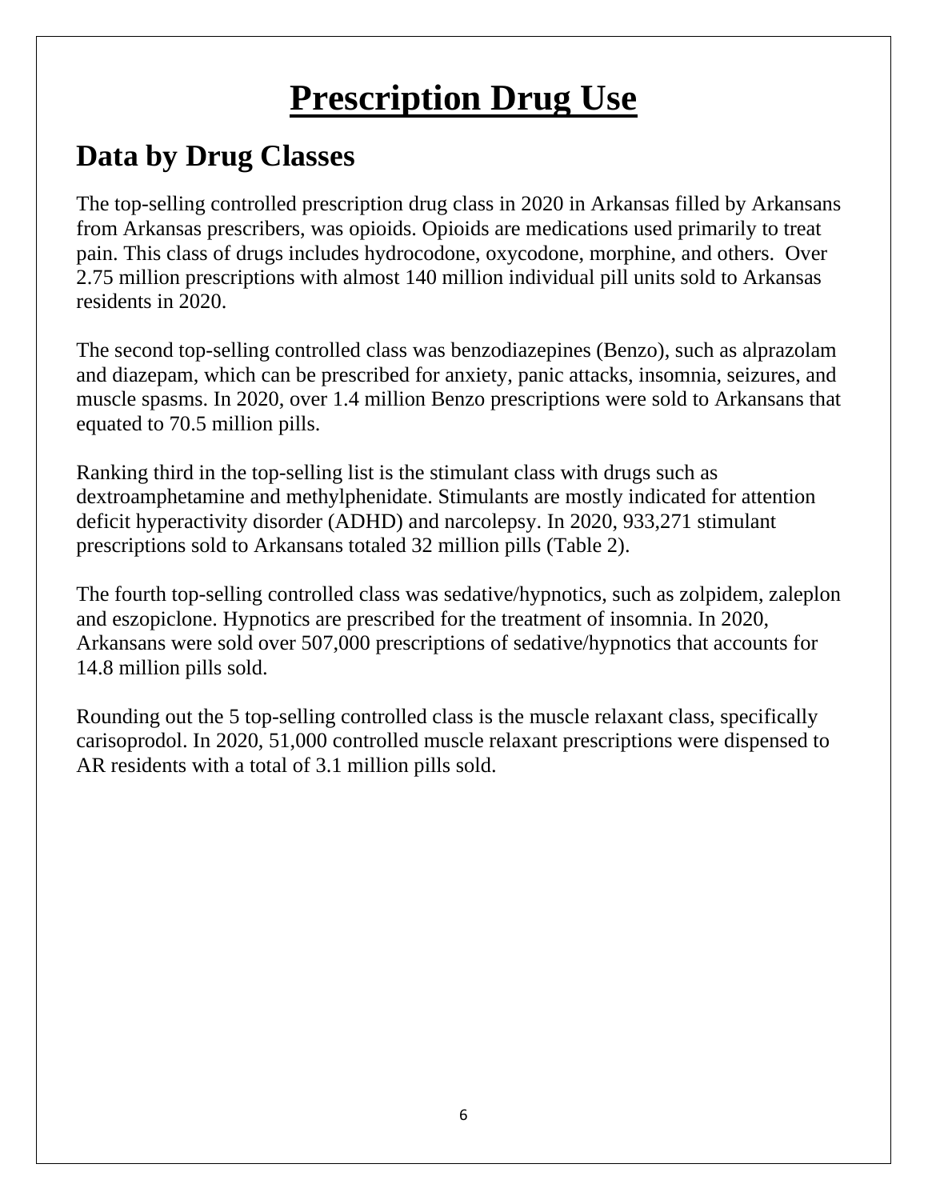# Prescription Drug Use

## Data by Drug Classes

The top-selling controlled prescription drug class in 2020 in Arkansas filled by Arkansans from Arkansas prescribers, was opioids. Opioids are medications used primarily to treat pain. This class of drugs includes hydrocodone, oxycodone, morphine, and others. Over 2.75 million prescriptions with almost 140 million individual pill units sold to Arkansas residents in 2020.

The second top-selling controlled class was benzodiazepines (Benzo), such as alprazolam and diazepam, which can be prescribed for anxiety, panic attacks, insomnia, seizures, and muscle spasms. In 2020, over 1.4 million Benzo prescriptions were sold to Arkansans that equated to 70.5 million pills.

Ranking third in the top-selling list is the stimulant class with drugs such as dextroamphetamine and methylphenidate. Stimulants are mostly indicated for attention deficit hyperactivity disorder (ADHD) and narcolepsy. In 2020, 933,271 stimulant prescriptions sold to Arkansans totaled 32 million pills (Table 2).

The fourth top-selling controlled class was sedative/hypnotics, such as zolpidem, zaleplon and eszopiclone. Hypnotics are prescribed for the treatment of insomnia. In 2020, Arkansans were sold over 507,000 prescriptions of sedative/hypnotics that accounts for 14.8 million pills sold.

Rounding out the 5 top-selling controlled class is the muscle relaxant class, specifically carisoprodol. In 2020, 51,000 controlled muscle relaxant prescriptions were dispensed to AR residents with a total of 3.1 million pills sold.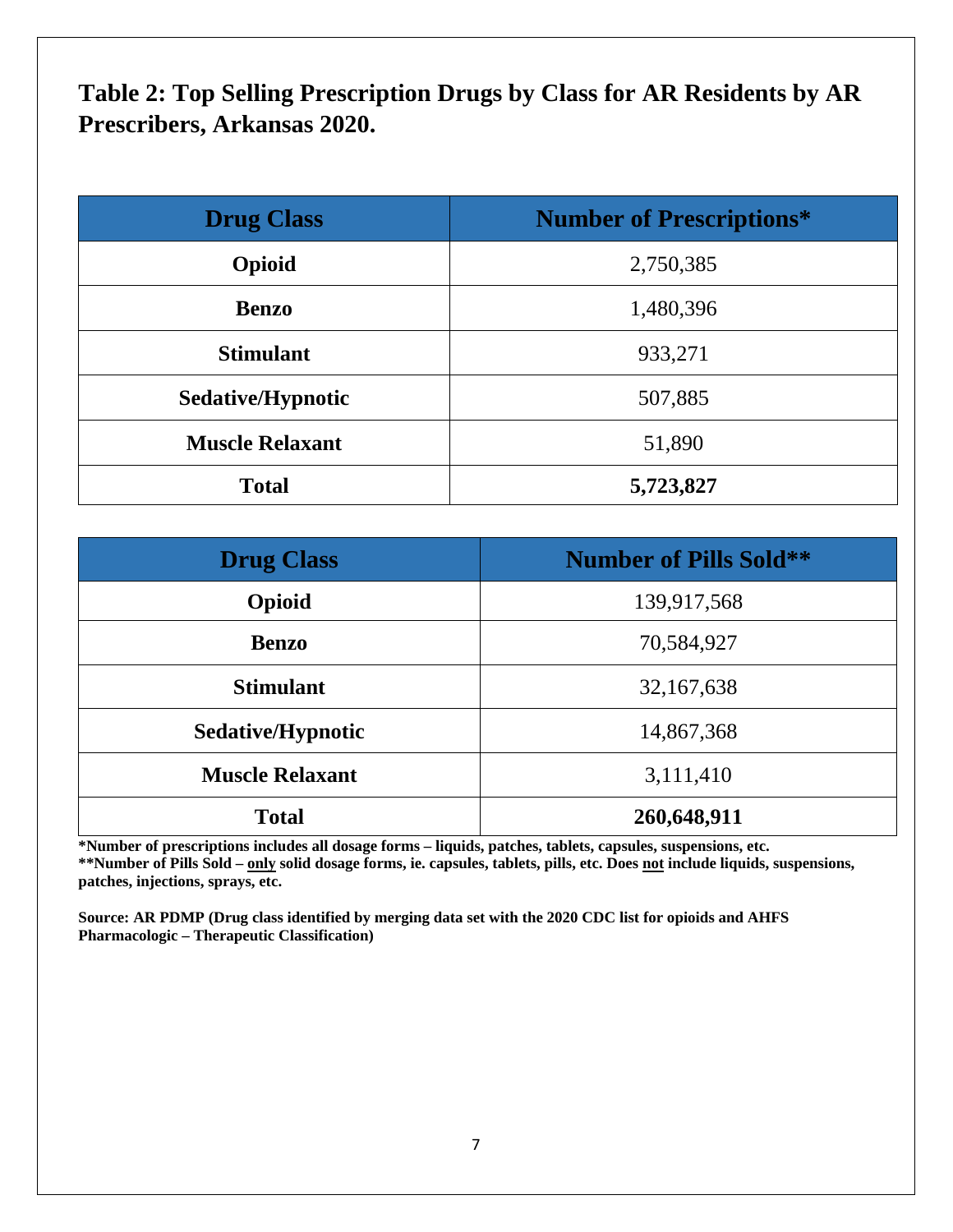# Table 2: Top Selling Prescription Drugs by Class for AR Residents by AR Prescribers, Arkansas 2020.

| Drug Class | Number of Prescriptions* |
|---|---|
| **Opioid** | 2,750,385 |
| **Benzo** | 1,480,396 |
| **Stimulant** | 933,271 |
| **Sedative/Hypnotic** | 507,885 |
| **Muscle Relaxant** | 51,890 |
| **Total** | **5,723,827** |

| Drug Class | Number of Pills Sold** |
|---|---|
| **Opioid** | 139,917,568 |
| **Benzo** | 70,584,927 |
| **Stimulant** | 32,167,638 |
| **Sedative/Hypnotic** | 14,867,368 |
| **Muscle Relaxant** | 3,111,410 |
| **Total** | **260,648,911** |

**\*Number of prescriptions includes all dosage forms – liquids, patches, tablets, capsules, suspensions, etc.**
**\*\*Number of Pills Sold – <u>only</u> solid dosage forms, ie. capsules, tablets, pills, etc. Does <u>not</u> include liquids, suspensions, patches, injections, sprays, etc.**

**Source: AR PDMP (Drug class identified by merging data set with the 2020 CDC list for opioids and AHFS Pharmacologic – Therapeutic Classification)**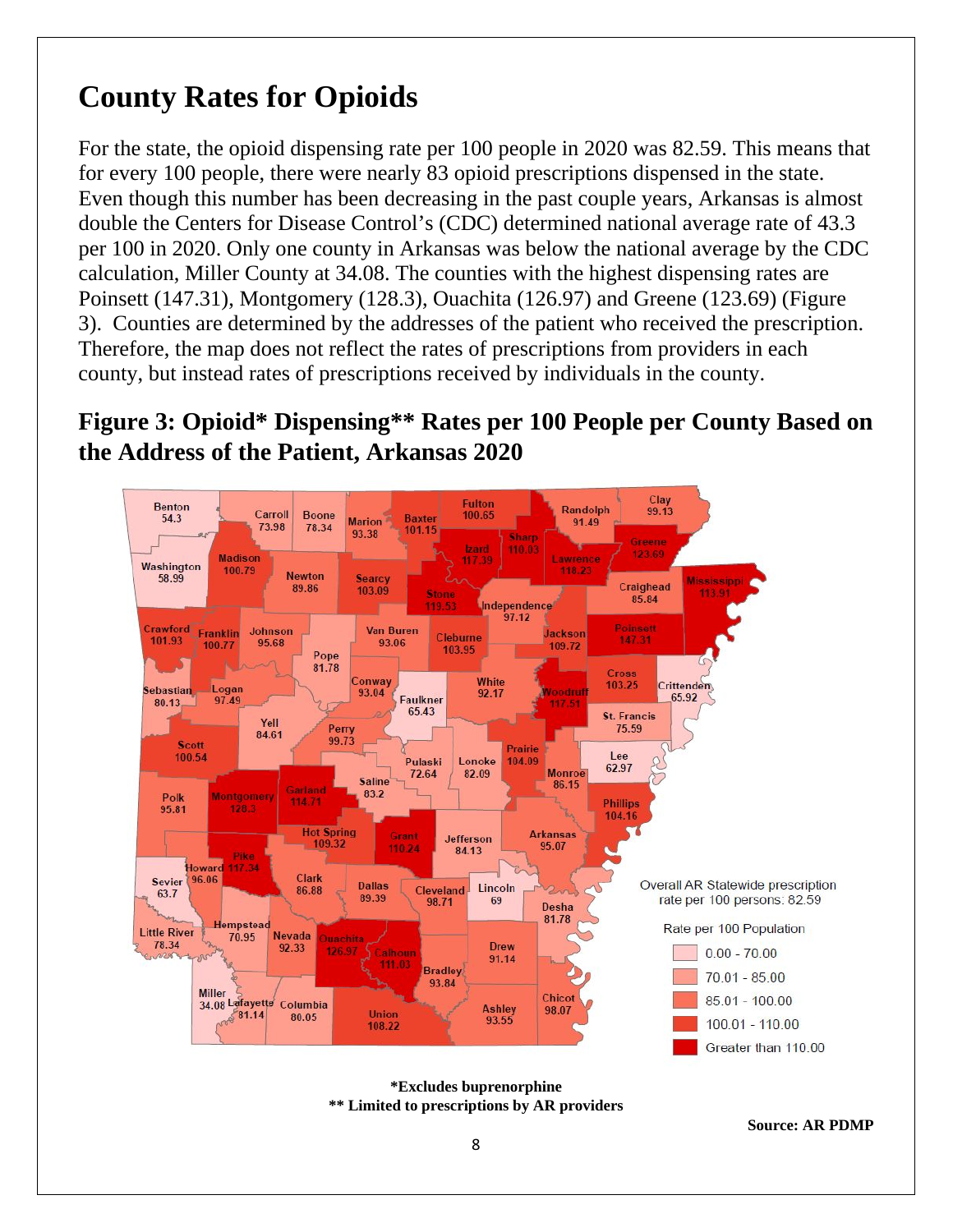# County Rates for Opioids

For the state, the opioid dispensing rate per 100 people in 2020 was 82.59. This means that for every 100 people, there were nearly 83 opioid prescriptions dispensed in the state. Even though this number has been decreasing in the past couple years, Arkansas is almost double the Centers for Disease Control's (CDC) determined national average rate of 43.3 per 100 in 2020. Only one county in Arkansas was below the national average by the CDC calculation, Miller County at 34.08. The counties with the highest dispensing rates are Poinsett (147.31), Montgomery (128.3), Ouachita (126.97) and Greene (123.69) (Figure 3). Counties are determined by the addresses of the patient who received the prescription. Therefore, the map does not reflect the rates of prescriptions from providers in each county, but instead rates of prescriptions received by individuals in the county.

## Figure 3: Opioid* Dispensing** Rates per 100 People per County Based on the Address of the Patient, Arkansas 2020

Overall AR Statewide prescription rate per 100 persons: 82.59

Rate per 100 Population
- 0.00 - 70.00
- 70.01 - 85.00
- 85.01 - 100.00
- 100.01 - 110.00
- Greater than 110.00

| County | Rate | County | Rate | County | Rate |
|---|---|---|---|---|---|
| Benton | 54.3 | Carroll | 73.98 | Boone | 78.34 |
| Marion | 93.38 | Baxter | 101.15 | Fulton | 100.65 |
| Randolph | 91.49 | Clay | 99.13 | Greene | 123.69 |
| Sharp | 110.03 | Izard | 117.39 | Lawrence | 118.23 |
| Washington | 58.99 | Madison | 100.79 | Newton | 89.86 |
| Searcy | 103.09 | Stone | 119.53 | Independence | 97.12 |
| Craighead | 85.84 | Mississippi | 113.91 | Crawford | 101.93 |
| Franklin | 100.77 | Johnson | 95.68 | Van Buren | 93.06 |
| Cleburne | 103.95 | Jackson | 109.72 | Poinsett | 147.31 |
| Pope | 81.78 | Cross | 103.25 | Crittenden | 65.92 |
| Sebastian | 80.13 | Logan | 97.49 | Conway | 93.04 |
| Faulkner | 65.43 | White | 92.17 | Woodruff | 117.51 |
| St. Francis | 75.59 | Yell | 84.61 | Perry | 99.73 |
| Prairie | 104.09 | Scott | 100.54 | Pulaski | 72.64 |
| Lonoke | 82.09 | Lee | 62.97 | Monroe | 86.15 |
| Saline | 83.2 | Polk | 95.81 | Montgomery | 128.3 |
| Garland | 114.71 | Phillips | 104.16 | Hot Spring | 109.32 |
| Grant | 110.24 | Jefferson | 84.13 | Arkansas | 95.07 |
| Pike | 117.34 | Howard | 96.06 | Sevier | 63.7 |
| Clark | 86.88 | Dallas | 89.39 | Cleveland | 98.71 |
| Lincoln | 69 | Desha | 81.78 | Hempstead | 70.95 |
| Little River | 78.34 | Nevada | 92.33 | Ouachita | 126.97 |
| Calhoun | 111.03 | Drew | 91.14 | Bradley | 93.84 |
| Miller | 34.08 | Lafayette | 81.14 | Columbia | 80.05 |
| Union | 108.22 | Ashley | 93.55 | Chicot | 98.07 |

**\*Excludes buprenorphine**
**\*\* Limited to prescriptions by AR providers**

**Source: AR PDMP**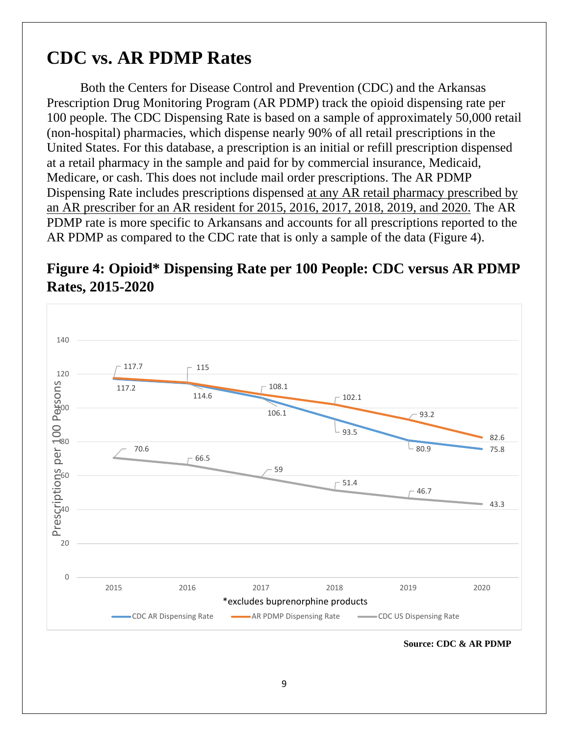# CDC vs. AR PDMP Rates

Both the Centers for Disease Control and Prevention (CDC) and the Arkansas Prescription Drug Monitoring Program (AR PDMP) track the opioid dispensing rate per 100 people. The CDC Dispensing Rate is based on a sample of approximately 50,000 retail (non-hospital) pharmacies, which dispense nearly 90% of all retail prescriptions in the United States. For this database, a prescription is an initial or refill prescription dispensed at a retail pharmacy in the sample and paid for by commercial insurance, Medicaid, Medicare, or cash. This does not include mail order prescriptions. The AR PDMP Dispensing Rate includes prescriptions dispensed at any AR retail pharmacy prescribed by an AR prescriber for an AR resident for 2015, 2016, 2017, 2018, 2019, and 2020. The AR PDMP rate is more specific to Arkansans and accounts for all prescriptions reported to the AR PDMP as compared to the CDC rate that is only a sample of the data (Figure 4).

## Figure 4: Opioid* Dispensing Rate per 100 People: CDC versus AR PDMP Rates, 2015-2020

| Year | CDC AR Dispensing Rate | AR PDMP Dispensing Rate | CDC US Dispensing Rate |
|---|---|---|---|
| 2015 | 117.2 | 117.7 | 70.6 |
| 2016 | 114.6 | 115 | 66.5 |
| 2017 | 106.1 | 108.1 | 59 |
| 2018 | 93.5 | 102.1 | 51.4 |
| 2019 | 80.9 | 93.2 | 46.7 |
| 2020 | 75.8 | 82.6 | 43.3 |

Prescriptions per 100 Persons

*excludes buprenorphine products

**Source: CDC & AR PDMP**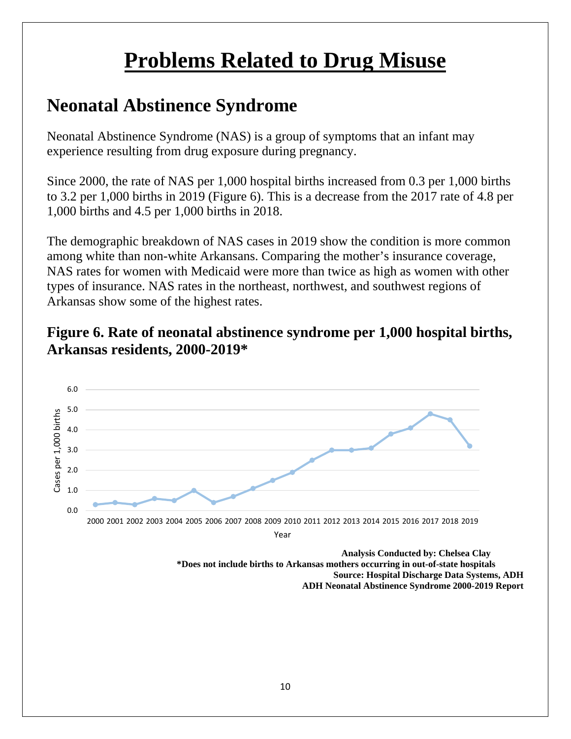# Problems Related to Drug Misuse

## Neonatal Abstinence Syndrome

Neonatal Abstinence Syndrome (NAS) is a group of symptoms that an infant may experience resulting from drug exposure during pregnancy.

Since 2000, the rate of NAS per 1,000 hospital births increased from 0.3 per 1,000 births to 3.2 per 1,000 births in 2019 (Figure 6). This is a decrease from the 2017 rate of 4.8 per 1,000 births and 4.5 per 1,000 births in 2018.

The demographic breakdown of NAS cases in 2019 show the condition is more common among white than non-white Arkansans. Comparing the mother's insurance coverage, NAS rates for women with Medicaid were more than twice as high as women with other types of insurance. NAS rates in the northeast, northwest, and southwest regions of Arkansas show some of the highest rates.

### Figure 6. Rate of neonatal abstinence syndrome per 1,000 hospital births, Arkansas residents, 2000-2019*

**Analysis Conducted by: Chelsea Clay**
**\*Does not include births to Arkansas mothers occurring in out-of-state hospitals**
**Source: Hospital Discharge Data Systems, ADH**
**ADH Neonatal Abstinence Syndrome 2000-2019 Report**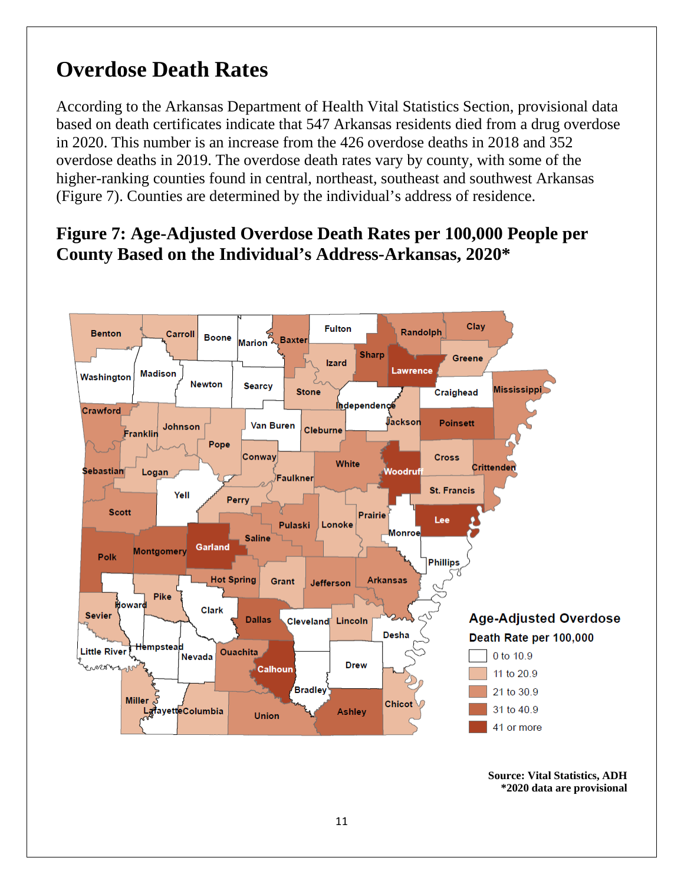# Overdose Death Rates

According to the Arkansas Department of Health Vital Statistics Section, provisional data based on death certificates indicate that 547 Arkansas residents died from a drug overdose in 2020. This number is an increase from the 426 overdose deaths in 2018 and 352 overdose deaths in 2019. The overdose death rates vary by county, with some of the higher-ranking counties found in central, northeast, southeast and southwest Arkansas (Figure 7). Counties are determined by the individual's address of residence.

## Figure 7: Age-Adjusted Overdose Death Rates per 100,000 People per County Based on the Individual's Address-Arkansas, 2020*

**Source: Vital Statistics, ADH**
***2020 data are provisional**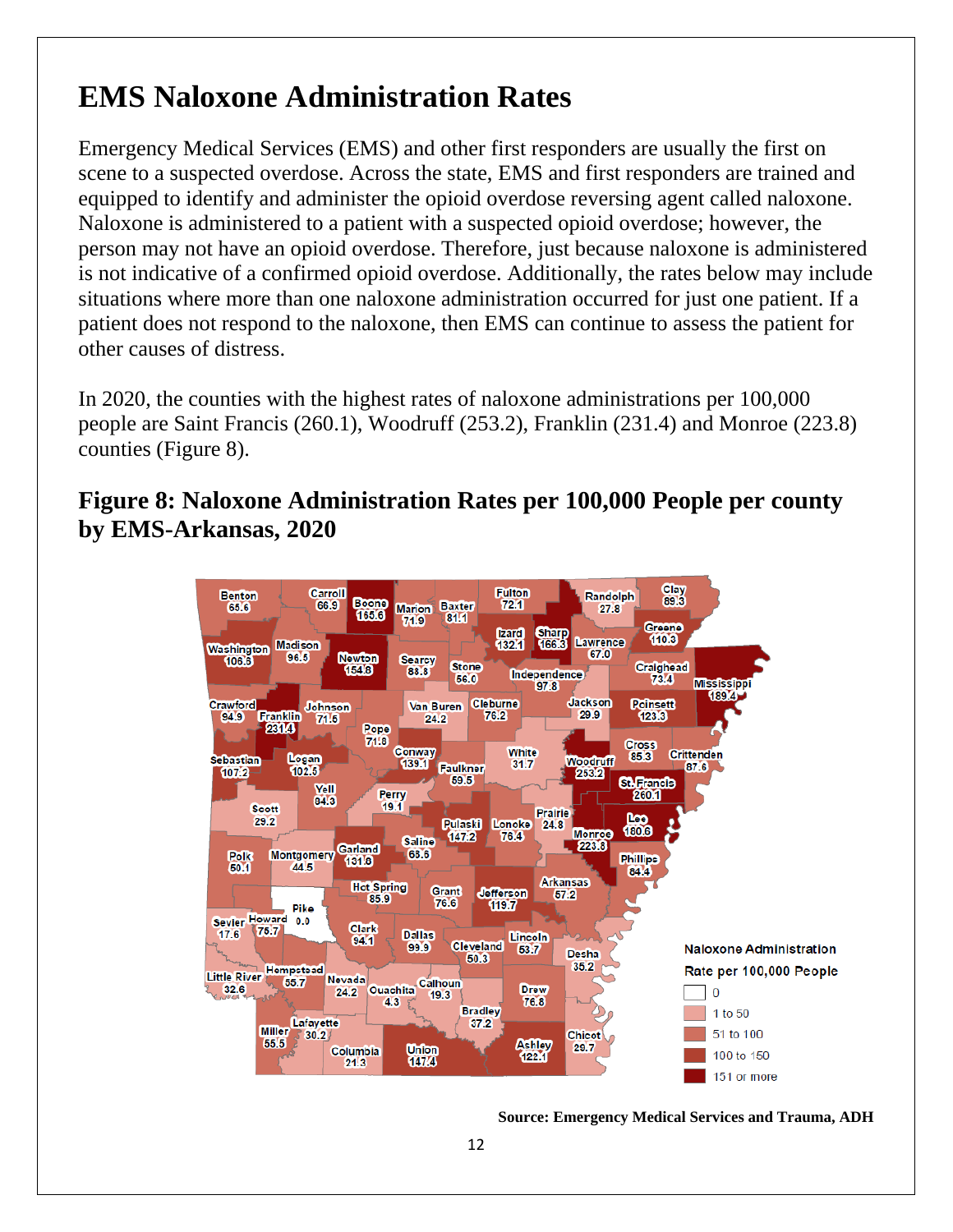# EMS Naloxone Administration Rates

Emergency Medical Services (EMS) and other first responders are usually the first on scene to a suspected overdose. Across the state, EMS and first responders are trained and equipped to identify and administer the opioid overdose reversing agent called naloxone. Naloxone is administered to a patient with a suspected opioid overdose; however, the person may not have an opioid overdose. Therefore, just because naloxone is administered is not indicative of a confirmed opioid overdose. Additionally, the rates below may include situations where more than one naloxone administration occurred for just one patient. If a patient does not respond to the naloxone, then EMS can continue to assess the patient for other causes of distress.

In 2020, the counties with the highest rates of naloxone administrations per 100,000 people are Saint Francis (260.1), Woodruff (253.2), Franklin (231.4) and Monroe (223.8) counties (Figure 8).

## Figure 8: Naloxone Administration Rates per 100,000 People per county by EMS-Arkansas, 2020

Source: Emergency Medical Services and Trauma, ADH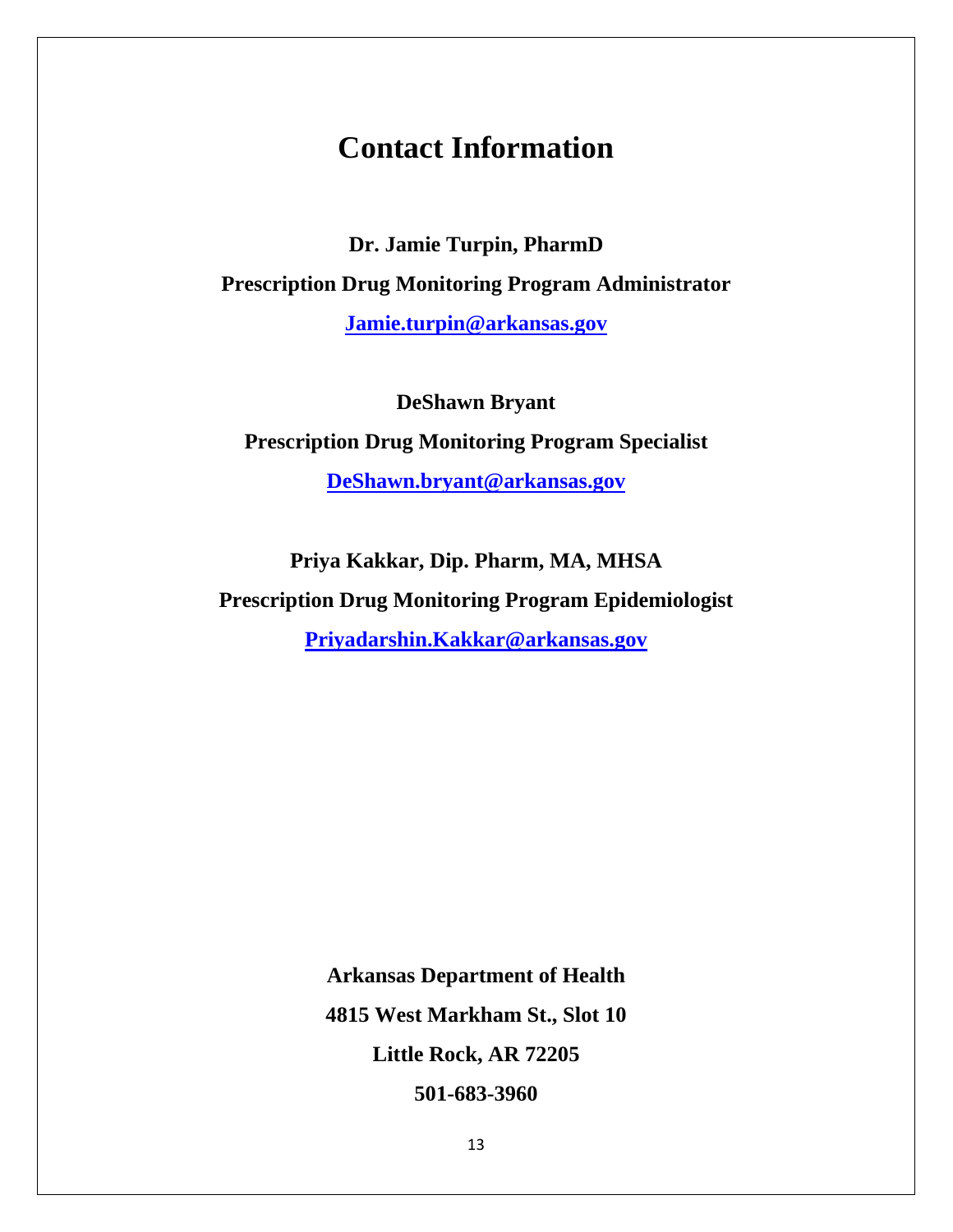# Contact Information

**Dr. Jamie Turpin, PharmD**

**Prescription Drug Monitoring Program Administrator**

**[Jamie.turpin@arkansas.gov](mailto:Jamie.turpin@arkansas.gov)**

**DeShawn Bryant**

**Prescription Drug Monitoring Program Specialist**

**[DeShawn.bryant@arkansas.gov](mailto:DeShawn.bryant@arkansas.gov)**

**Priya Kakkar, Dip. Pharm, MA, MHSA**

**Prescription Drug Monitoring Program Epidemiologist**

**[Priyadarshin.Kakkar@arkansas.gov](mailto:Priyadarshin.Kakkar@arkansas.gov)**

**Arkansas Department of Health**

**4815 West Markham St., Slot 10**

**Little Rock, AR 72205**

**501-683-3960**